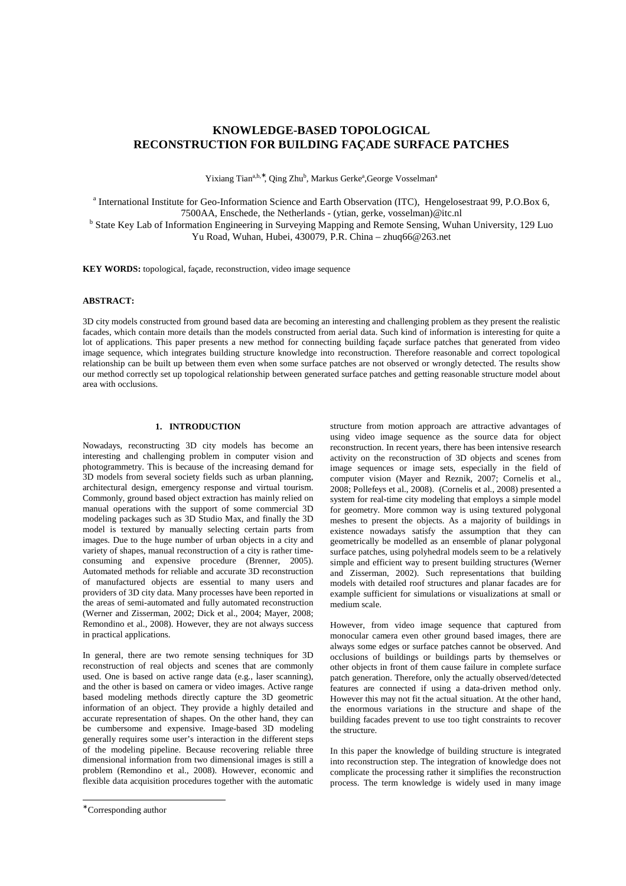# KNOWLEDGE-BASED TOPOLOGICAL RECONSTRUCTION FOR BUILDING FAÇADE SURFACE PATCHES

Yixiang Tian[a,b,*], Qing Zhu[b], Markus Gerke[a], George Vosselman[a]

[a] International Institute for Geo-Information Science and Earth Observation (ITC), Hengelosestraat 99, P.O.Box 6, 7500AA, Enschede, the Netherlands - (ytian, gerke, vosselman)@itc.nl

[b] State Key Lab of Information Engineering in Surveying Mapping and Remote Sensing, Wuhan University, 129 Luo Yu Road, Wuhan, Hubei, 430079, P.R. China – zhuq66@263.net

**KEY WORDS:** topological, façade, reconstruction, video image sequence

**ABSTRACT:**

3D city models constructed from ground based data are becoming an interesting and challenging problem as they present the realistic facades, which contain more details than the models constructed from aerial data. Such kind of information is interesting for quite a lot of applications. This paper presents a new method for connecting building façade surface patches that generated from video image sequence, which integrates building structure knowledge into reconstruction. Therefore reasonable and correct topological relationship can be built up between them even when some surface patches are not observed or wrongly detected. The results show our method correctly set up topological relationship between generated surface patches and getting reasonable structure model about area with occlusions.

## 1. INTRODUCTION

Nowadays, reconstructing 3D city models has become an interesting and challenging problem in computer vision and photogrammetry. This is because of the increasing demand for 3D models from several society fields such as urban planning, architectural design, emergency response and virtual tourism. Commonly, ground based object extraction has mainly relied on manual operations with the support of some commercial 3D modeling packages such as 3D Studio Max, and finally the 3D model is textured by manually selecting certain parts from images. Due to the huge number of urban objects in a city and variety of shapes, manual reconstruction of a city is rather time-consuming and expensive procedure (Brenner, 2005). Automated methods for reliable and accurate 3D reconstruction of manufactured objects are essential to many users and providers of 3D city data. Many processes have been reported in the areas of semi-automated and fully automated reconstruction (Werner and Zisserman, 2002; Dick et al., 2004; Mayer, 2008; Remondino et al., 2008). However, they are not always success in practical applications.

In general, there are two remote sensing techniques for 3D reconstruction of real objects and scenes that are commonly used. One is based on active range data (e.g., laser scanning), and the other is based on camera or video images. Active range based modeling methods directly capture the 3D geometric information of an object. They provide a highly detailed and accurate representation of shapes. On the other hand, they can be cumbersome and expensive. Image-based 3D modeling generally requires some user's interaction in the different steps of the modeling pipeline. Because recovering reliable three dimensional information from two dimensional images is still a problem (Remondino et al., 2008). However, economic and flexible data acquisition procedures together with the automatic structure from motion approach are attractive advantages of using video image sequence as the source data for object reconstruction. In recent years, there has been intensive research activity on the reconstruction of 3D objects and scenes from image sequences or image sets, especially in the field of computer vision (Mayer and Reznik, 2007; Cornelis et al., 2008; Pollefeys et al., 2008). (Cornelis et al., 2008) presented a system for real-time city modeling that employs a simple model for geometry. More common way is using textured polygonal meshes to present the objects. As a majority of buildings in existence nowadays satisfy the assumption that they can geometrically be modelled as an ensemble of planar polygonal surface patches, using polyhedral models seem to be a relatively simple and efficient way to present building structures (Werner and Zisserman, 2002). Such representations that building models with detailed roof structures and planar facades are for example sufficient for simulations or visualizations at small or medium scale.

However, from video image sequence that captured from monocular camera even other ground based images, there are always some edges or surface patches cannot be observed. And occlusions of buildings or buildings parts by themselves or other objects in front of them cause failure in complete surface patch generation. Therefore, only the actually observed/detected features are connected if using a data-driven method only. However this may not fit the actual situation. At the other hand, the enormous variations in the structure and shape of the building facades prevent to use too tight constraints to recover the structure.

In this paper the knowledge of building structure is integrated into reconstruction step. The integration of knowledge does not complicate the processing rather it simplifies the reconstruction process. The term knowledge is widely used in many image

---

* Corresponding author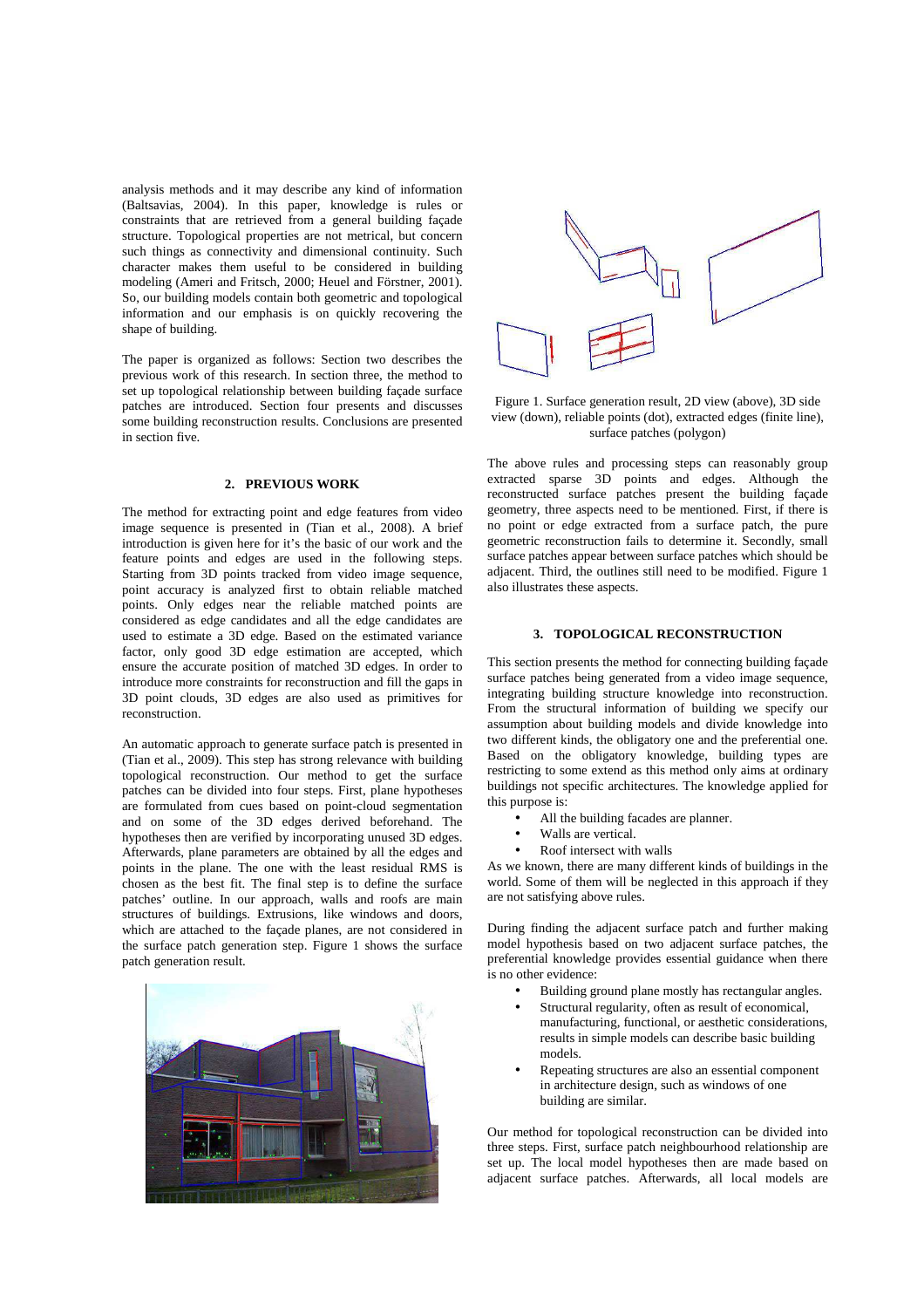analysis methods and it may describe any kind of information (Baltsavias, 2004). In this paper, knowledge is rules or constraints that are retrieved from a general building façade structure. Topological properties are not metrical, but concern such things as connectivity and dimensional continuity. Such character makes them useful to be considered in building modeling (Ameri and Fritsch, 2000; Heuel and Förstner, 2001). So, our building models contain both geometric and topological information and our emphasis is on quickly recovering the shape of building.

The paper is organized as follows: Section two describes the previous work of this research. In section three, the method to set up topological relationship between building façade surface patches are introduced. Section four presents and discusses some building reconstruction results. Conclusions are presented in section five.

## 2. PREVIOUS WORK

The method for extracting point and edge features from video image sequence is presented in (Tian et al., 2008). A brief introduction is given here for it's the basic of our work and the feature points and edges are used in the following steps. Starting from 3D points tracked from video image sequence, point accuracy is analyzed first to obtain reliable matched points. Only edges near the reliable matched points are considered as edge candidates and all the edge candidates are used to estimate a 3D edge. Based on the estimated variance factor, only good 3D edge estimation are accepted, which ensure the accurate position of matched 3D edges. In order to introduce more constraints for reconstruction and fill the gaps in 3D point clouds, 3D edges are also used as primitives for reconstruction.

An automatic approach to generate surface patch is presented in (Tian et al., 2009). This step has strong relevance with building topological reconstruction. Our method to get the surface patches can be divided into four steps. First, plane hypotheses are formulated from cues based on point-cloud segmentation and on some of the 3D edges derived beforehand. The hypotheses then are verified by incorporating unused 3D edges. Afterwards, plane parameters are obtained by all the edges and points in the plane. The one with the least residual RMS is chosen as the best fit. The final step is to define the surface patches' outline. In our approach, walls and roofs are main structures of buildings. Extrusions, like windows and doors, which are attached to the façade planes, are not considered in the surface patch generation step. Figure 1 shows the surface patch generation result.

Figure 1. Surface generation result, 2D view (above), 3D side view (down), reliable points (dot), extracted edges (finite line), surface patches (polygon)

The above rules and processing steps can reasonably group extracted sparse 3D points and edges. Although the reconstructed surface patches present the building façade geometry, three aspects need to be mentioned. First, if there is no point or edge extracted from a surface patch, the pure geometric reconstruction fails to determine it. Secondly, small surface patches appear between surface patches which should be adjacent. Third, the outlines still need to be modified. Figure 1 also illustrates these aspects.

## 3. TOPOLOGICAL RECONSTRUCTION

This section presents the method for connecting building façade surface patches being generated from a video image sequence, integrating building structure knowledge into reconstruction. From the structural information of building we specify our assumption about building models and divide knowledge into two different kinds, the obligatory one and the preferential one. Based on the obligatory knowledge, building types are restricting to some extend as this method only aims at ordinary buildings not specific architectures. The knowledge applied for this purpose is:

- All the building facades are planner.
- Walls are vertical.
- Roof intersect with walls

As we known, there are many different kinds of buildings in the world. Some of them will be neglected in this approach if they are not satisfying above rules.

During finding the adjacent surface patch and further making model hypothesis based on two adjacent surface patches, the preferential knowledge provides essential guidance when there is no other evidence:

- Building ground plane mostly has rectangular angles.
- Structural regularity, often as result of economical, manufacturing, functional, or aesthetic considerations, results in simple models can describe basic building models.
- Repeating structures are also an essential component in architecture design, such as windows of one building are similar.

Our method for topological reconstruction can be divided into three steps. First, surface patch neighbourhood relationship are set up. The local model hypotheses then are made based on adjacent surface patches. Afterwards, all local models are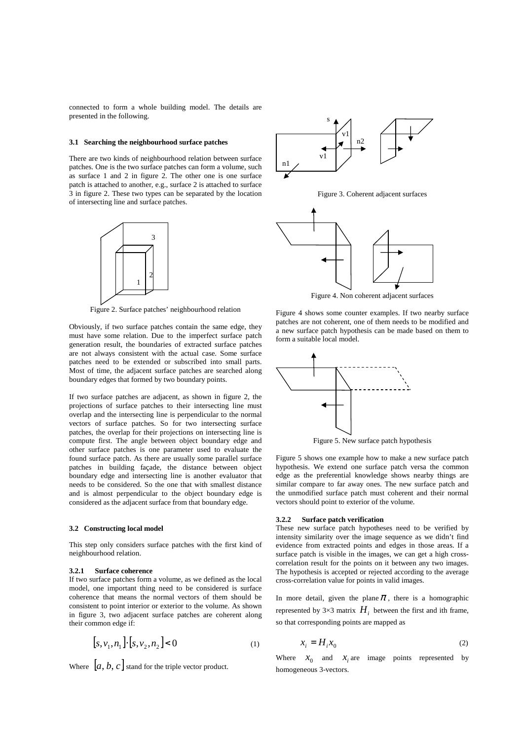connected to form a whole building model. The details are presented in the following.

### 3.1 Searching the neighbourhood surface patches

There are two kinds of neighbourhood relation between surface patches. One is the two surface patches can form a volume, such as surface 1 and 2 in figure 2. The other one is one surface patch is attached to another, e.g., surface 2 is attached to surface 3 in figure 2. These two types can be separated by the location of intersecting line and surface patches.

Figure 2. Surface patches' neighbourhood relation

Obviously, if two surface patches contain the same edge, they must have some relation. Due to the imperfect surface patch generation result, the boundaries of extracted surface patches are not always consistent with the actual case. Some surface patches need to be extended or subscribed into small parts. Most of time, the adjacent surface patches are searched along boundary edges that formed by two boundary points.

If two surface patches are adjacent, as shown in figure 2, the projections of surface patches to their intersecting line must overlap and the intersecting line is perpendicular to the normal vectors of surface patches. So for two intersecting surface patches, the overlap for their projections on intersecting line is compute first. The angle between object boundary edge and other surface patches is one parameter used to evaluate the found surface patch. As there are usually some parallel surface patches in building façade, the distance between object boundary edge and intersecting line is another evaluator that needs to be considered. So the one that with smallest distance and is almost perpendicular to the object boundary edge is considered as the adjacent surface from that boundary edge.

### 3.2 Constructing local model

This step only considers surface patches with the first kind of neighbourhood relation.

#### 3.2.1 Surface coherence

If two surface patches form a volume, as we defined as the local model, one important thing need to be considered is surface coherence that means the normal vectors of them should be consistent to point interior or exterior to the volume. As shown in figure 3, two adjacent surface patches are coherent along their common edge if:

$$[s, v_1, n_1] \cdot [s, v_2, n_2] < 0 \tag{1}$$

Where $[a, b, c]$ stand for the triple vector product.

Figure 3. Coherent adjacent surfaces

Figure 4. Non coherent adjacent surfaces

Figure 4 shows some counter examples. If two nearby surface patches are not coherent, one of them needs to be modified and a new surface patch hypothesis can be made based on them to form a suitable local model.

Figure 5. New surface patch hypothesis

Figure 5 shows one example how to make a new surface patch hypothesis. We extend one surface patch versa the common edge as the preferential knowledge shows nearby things are similar compare to far away ones. The new surface patch and the unmodified surface patch must coherent and their normal vectors should point to exterior of the volume.

#### 3.2.2 Surface patch verification

These new surface patch hypotheses need to be verified by intensity similarity over the image sequence as we didn't find evidence from extracted points and edges in those areas. If a surface patch is visible in the images, we can get a high cross-correlation result for the points on it between any two images. The hypothesis is accepted or rejected according to the average cross-correlation value for points in valid images.

In more detail, given the plane $\pi$, there is a homographic represented by 3×3 matrix $H_i$ between the first and ith frame, so that corresponding points are mapped as

$$x_i = H_i x_0 \tag{2}$$

Where $x_0$ and $x_i$ are image points represented by homogeneous 3-vectors.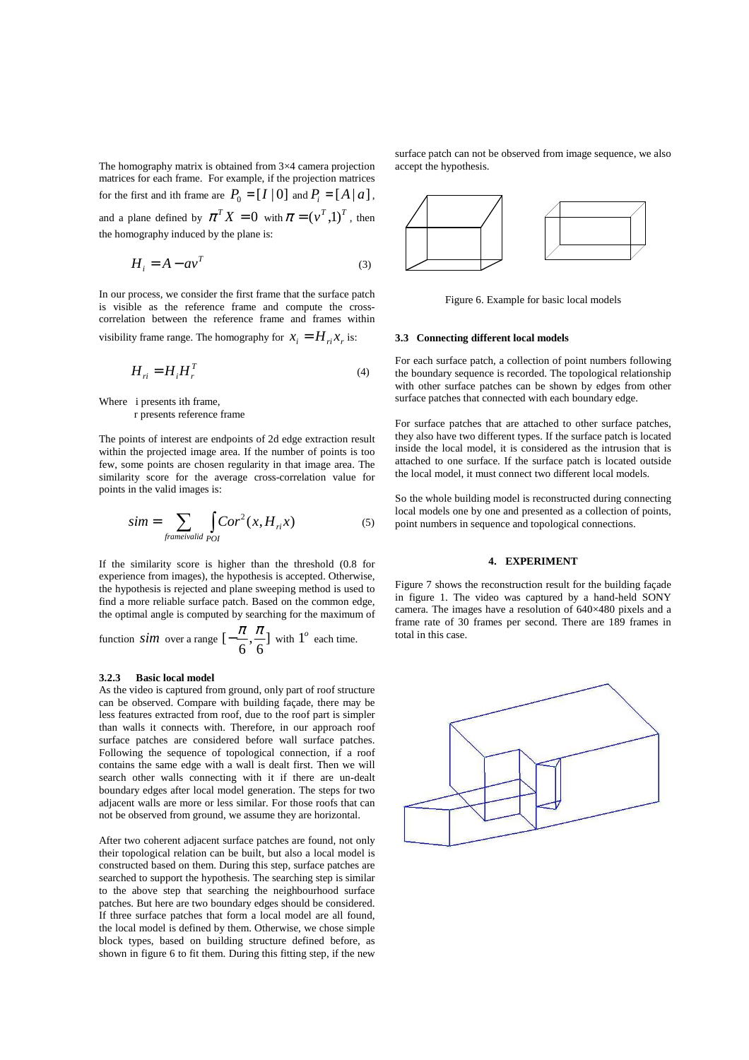The homography matrix is obtained from 3×4 camera projection matrices for each frame. For example, if the projection matrices for the first and ith frame are $P_0 = [I \mid 0]$ and $P_i = [A \mid a]$, and a plane defined by $\pi^T X = 0$ with $\pi = (v^T, 1)^T$, then the homography induced by the plane is:

$$H_i = A - av^T \tag{3}$$

In our process, we consider the first frame that the surface patch is visible as the reference frame and compute the cross-correlation between the reference frame and frames within visibility frame range. The homography for $x_i = H_{ri} x_r$ is:

$$H_{ri} = H_i H_r^T \tag{4}$$

Where i presents ith frame,
r presents reference frame

The points of interest are endpoints of 2d edge extraction result within the projected image area. If the number of points is too few, some points are chosen regularity in that image area. The similarity score for the average cross-correlation value for points in the valid images is:

$$sim = \sum_{frameivalid} \int_{POI} Cor^2(x, H_{ri} x) \tag{5}$$

If the similarity score is higher than the threshold (0.8 for experience from images), the hypothesis is accepted. Otherwise, the hypothesis is rejected and plane sweeping method is used to find a more reliable surface patch. Based on the common edge, the optimal angle is computed by searching for the maximum of function $sim$ over a range $[-\frac{\pi}{6}, \frac{\pi}{6}]$ with $1^o$ each time.

#### 3.2.3 Basic local model

As the video is captured from ground, only part of roof structure can be observed. Compare with building façade, there may be less features extracted from roof, due to the roof part is simpler than walls it connects with. Therefore, in our approach roof surface patches are considered before wall surface patches. Following the sequence of topological connection, if a roof contains the same edge with a wall is dealt first. Then we will search other walls connecting with it if there are un-dealt boundary edges after local model generation. The steps for two adjacent walls are more or less similar. For those roofs that can not be observed from ground, we assume they are horizontal.

After two coherent adjacent surface patches are found, not only their topological relation can be built, but also a local model is constructed based on them. During this step, surface patches are searched to support the hypothesis. The searching step is similar to the above step that searching the neighbourhood surface patches. But here are two boundary edges should be considered. If three surface patches that form a local model are all found, the local model is defined by them. Otherwise, we chose simple block types, based on building structure defined before, as shown in figure 6 to fit them. During this fitting step, if the new surface patch can not be observed from image sequence, we also accept the hypothesis.

Figure 6. Example for basic local models

### 3.3 Connecting different local models

For each surface patch, a collection of point numbers following the boundary sequence is recorded. The topological relationship with other surface patches can be shown by edges from other surface patches that connected with each boundary edge.

For surface patches that are attached to other surface patches, they also have two different types. If the surface patch is located inside the local model, it is considered as the intrusion that is attached to one surface. If the surface patch is located outside the local model, it must connect two different local models.

So the whole building model is reconstructed during connecting local models one by one and presented as a collection of points, point numbers in sequence and topological connections.

## 4. EXPERIMENT

Figure 7 shows the reconstruction result for the building façade in figure 1. The video was captured by a hand-held SONY camera. The images have a resolution of 640×480 pixels and a frame rate of 30 frames per second. There are 189 frames in total in this case.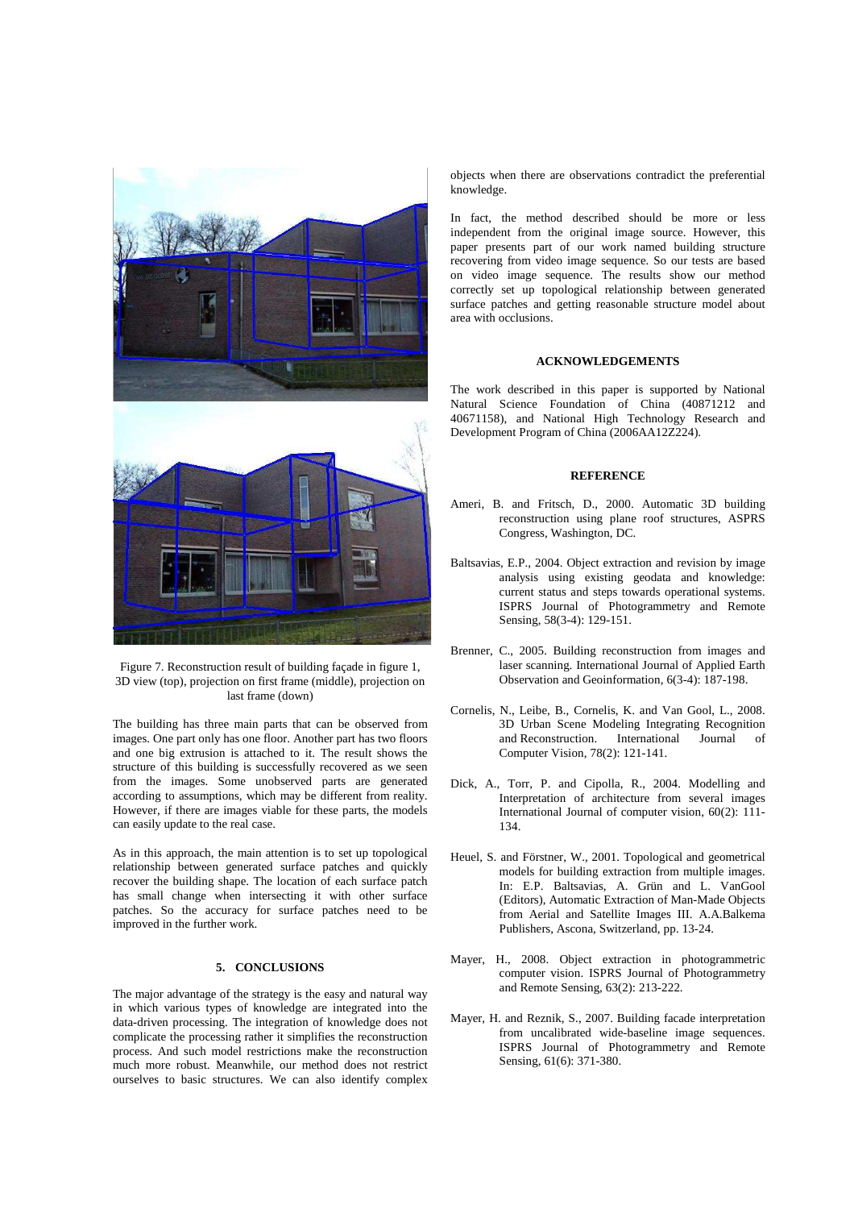Figure 7. Reconstruction result of building façade in figure 1, 3D view (top), projection on first frame (middle), projection on last frame (down)

The building has three main parts that can be observed from images. One part only has one floor. Another part has two floors and one big extrusion is attached to it. The result shows the structure of this building is successfully recovered as we seen from the images. Some unobserved parts are generated according to assumptions, which may be different from reality. However, if there are images viable for these parts, the models can easily update to the real case.

As in this approach, the main attention is to set up topological relationship between generated surface patches and quickly recover the building shape. The location of each surface patch has small change when intersecting it with other surface patches. So the accuracy for surface patches need to be improved in the further work.

## 5. CONCLUSIONS

The major advantage of the strategy is the easy and natural way in which various types of knowledge are integrated into the data-driven processing. The integration of knowledge does not complicate the processing rather it simplifies the reconstruction process. And such model restrictions make the reconstruction much more robust. Meanwhile, our method does not restrict ourselves to basic structures. We can also identify complex objects when there are observations contradict the preferential knowledge.

In fact, the method described should be more or less independent from the original image source. However, this paper presents part of our work named building structure recovering from video image sequence. So our tests are based on video image sequence. The results show our method correctly set up topological relationship between generated surface patches and getting reasonable structure model about area with occlusions.

## ACKNOWLEDGEMENTS

The work described in this paper is supported by National Natural Science Foundation of China (40871212 and 40671158), and National High Technology Research and Development Program of China (2006AA12Z224).

## REFERENCE

Ameri, B. and Fritsch, D., 2000. Automatic 3D building reconstruction using plane roof structures, ASPRS Congress, Washington, DC.

Baltsavias, E.P., 2004. Object extraction and revision by image analysis using existing geodata and knowledge: current status and steps towards operational systems. ISPRS Journal of Photogrammetry and Remote Sensing, 58(3-4): 129-151.

Brenner, C., 2005. Building reconstruction from images and laser scanning. International Journal of Applied Earth Observation and Geoinformation, 6(3-4): 187-198.

Cornelis, N., Leibe, B., Cornelis, K. and Van Gool, L., 2008. 3D Urban Scene Modeling Integrating Recognition and Reconstruction. International Journal of Computer Vision, 78(2): 121-141.

Dick, A., Torr, P. and Cipolla, R., 2004. Modelling and Interpretation of architecture from several images International Journal of computer vision, 60(2): 111-134.

Heuel, S. and Förstner, W., 2001. Topological and geometrical models for building extraction from multiple images. In: E.P. Baltsavias, A. Grün and L. VanGool (Editors), Automatic Extraction of Man-Made Objects from Aerial and Satellite Images III. A.A.Balkema Publishers, Ascona, Switzerland, pp. 13-24.

Mayer, H., 2008. Object extraction in photogrammetric computer vision. ISPRS Journal of Photogrammetry and Remote Sensing, 63(2): 213-222.

Mayer, H. and Reznik, S., 2007. Building facade interpretation from uncalibrated wide-baseline image sequences. ISPRS Journal of Photogrammetry and Remote Sensing, 61(6): 371-380.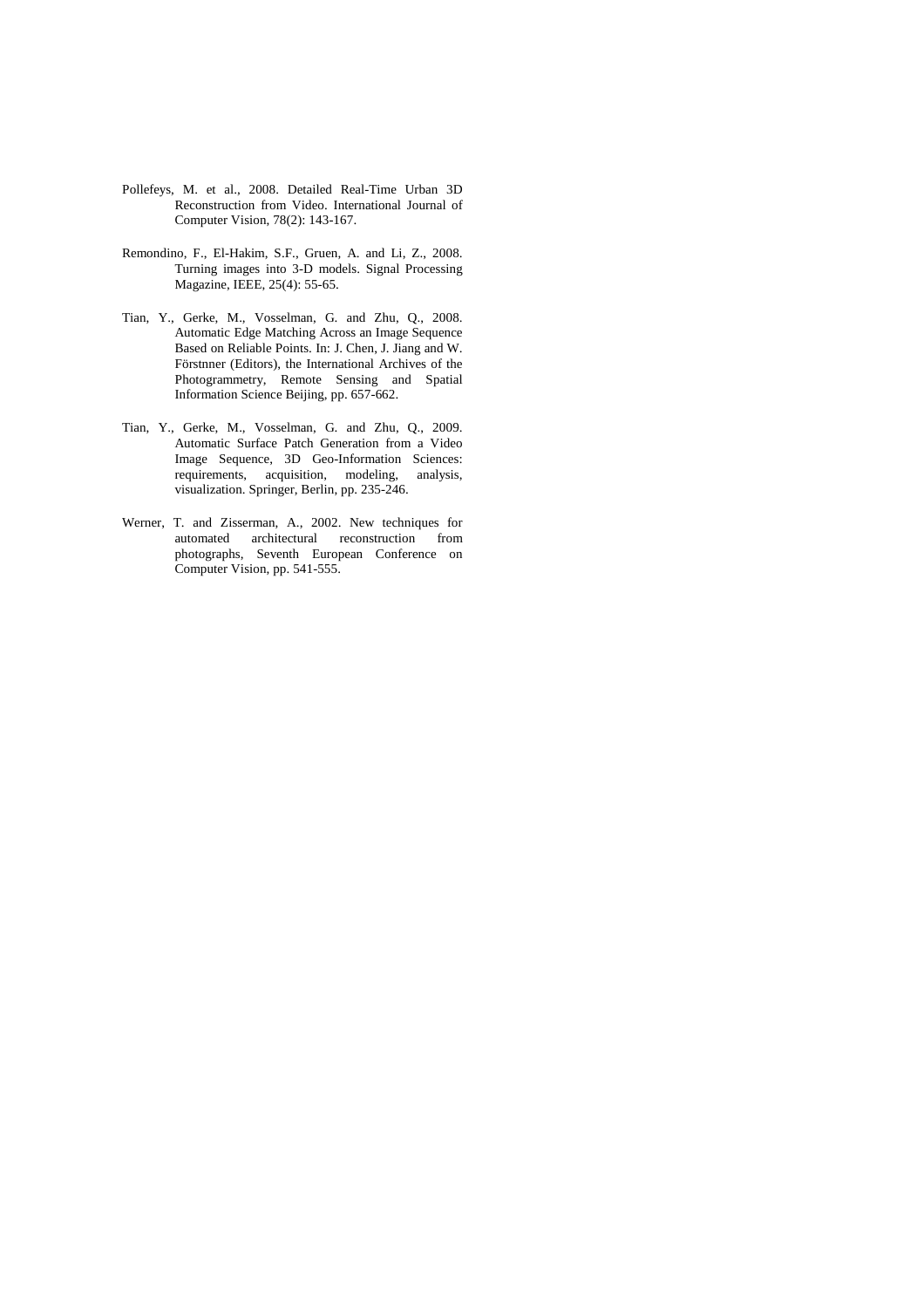Pollefeys, M. et al., 2008. Detailed Real-Time Urban 3D Reconstruction from Video. International Journal of Computer Vision, 78(2): 143-167.

Remondino, F., El-Hakim, S.F., Gruen, A. and Li, Z., 2008. Turning images into 3-D models. Signal Processing Magazine, IEEE, 25(4): 55-65.

Tian, Y., Gerke, M., Vosselman, G. and Zhu, Q., 2008. Automatic Edge Matching Across an Image Sequence Based on Reliable Points. In: J. Chen, J. Jiang and W. Förstnner (Editors), the International Archives of the Photogrammetry, Remote Sensing and Spatial Information Science Beijing, pp. 657-662.

Tian, Y., Gerke, M., Vosselman, G. and Zhu, Q., 2009. Automatic Surface Patch Generation from a Video Image Sequence, 3D Geo-Information Sciences: requirements, acquisition, modeling, analysis, visualization. Springer, Berlin, pp. 235-246.

Werner, T. and Zisserman, A., 2002. New techniques for automated architectural reconstruction from photographs, Seventh European Conference on Computer Vision, pp. 541-555.